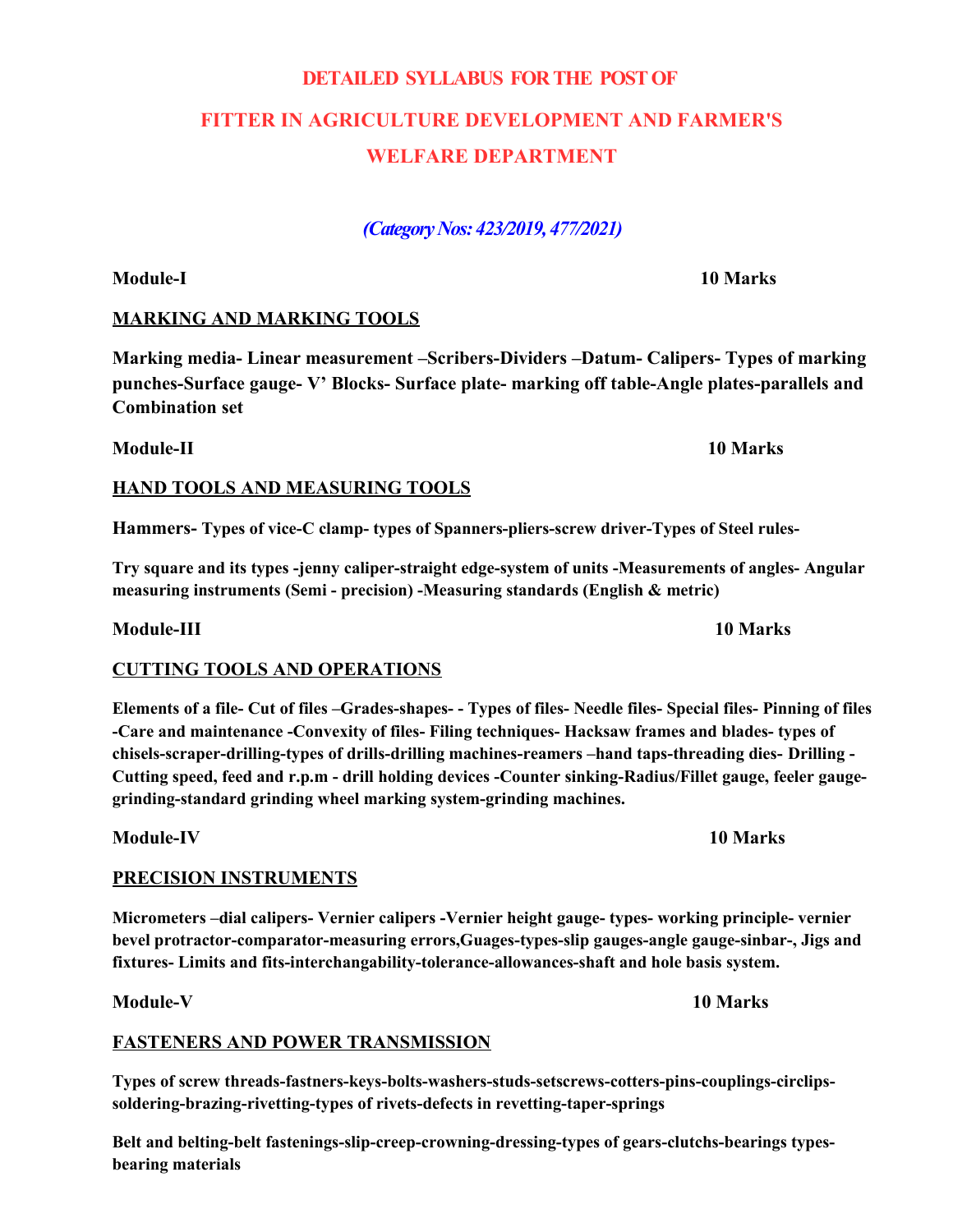# DETAILED SYLLABUS FOR THE POST OF

# FITTER IN AGRICULTURE DEVELOPMENT AND FARMER'S WELFARE DEPARTMENT

***(Category Nos: 423/2019, 477/2021)***

**Module-I** **10 Marks**

**MARKING AND MARKING TOOLS**

**Marking media- Linear measurement –Scribers-Dividers –Datum- Calipers- Types of marking punches-Surface gauge- V' Blocks- Surface plate- marking off table-Angle plates-parallels and Combination set**

**Module-II** **10 Marks**

**HAND TOOLS AND MEASURING TOOLS**

**Hammers- Types of vice-C clamp- types of Spanners-pliers-screw driver-Types of Steel rules-**

**Try square and its types -jenny caliper-straight edge-system of units -Measurements of angles- Angular measuring instruments (Semi - precision) -Measuring standards (English & metric)**

**Module-III** **10 Marks**

**CUTTING TOOLS AND OPERATIONS**

**Elements of a file- Cut of files –Grades-shapes- - Types of files- Needle files- Special files- Pinning of files -Care and maintenance -Convexity of files- Filing techniques- Hacksaw frames and blades- types of chisels-scraper-drilling-types of drills-drilling machines-reamers –hand taps-threading dies- Drilling - Cutting speed, feed and r.p.m - drill holding devices -Counter sinking-Radius/Fillet gauge, feeler gauge-grinding-standard grinding wheel marking system-grinding machines.**

**Module-IV** **10 Marks**

**PRECISION INSTRUMENTS**

**Micrometers –dial calipers- Vernier calipers -Vernier height gauge- types- working principle- vernier bevel protractor-comparator-measuring errors,Guages-types-slip gauges-angle gauge-sinbar-, Jigs and fixtures- Limits and fits-interchangability-tolerance-allowances-shaft and hole basis system.**

**Module-V** **10 Marks**

**FASTENERS AND POWER TRANSMISSION**

**Types of screw threads-fastners-keys-bolts-washers-studs-setscrews-cotters-pins-couplings-circlips-soldering-brazing-rivetting-types of rivets-defects in revetting-taper-springs**

**Belt and belting-belt fastenings-slip-creep-crowning-dressing-types of gears-clutchs-bearings types-bearing materials**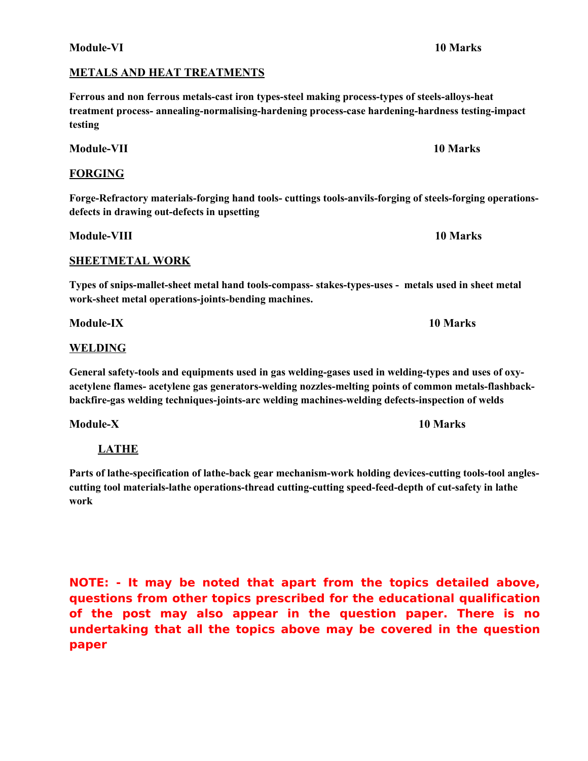**Module-VI** **10 Marks**

**METALS AND HEAT TREATMENTS**

**Ferrous and non ferrous metals-cast iron types-steel making process-types of steels-alloys-heat treatment process- annealing-normalising-hardening process-case hardening-hardness testing-impact testing**

**Module-VII** **10 Marks**

**FORGING**

**Forge-Refractory materials-forging hand tools- cuttings tools-anvils-forging of steels-forging operations-defects in drawing out-defects in upsetting**

**Module-VIII** **10 Marks**

**SHEETMETAL WORK**

**Types of snips-mallet-sheet metal hand tools-compass- stakes-types-uses - metals used in sheet metal work-sheet metal operations-joints-bending machines.**

**Module-IX** **10 Marks**

**WELDING**

**General safety-tools and equipments used in gas welding-gases used in welding-types and uses of oxy-acetylene flames- acetylene gas generators-welding nozzles-melting points of common metals-flashback-backfire-gas welding techniques-joints-arc welding machines-welding defects-inspection of welds**

**Module-X** **10 Marks**

**LATHE**

**Parts of lathe-specification of lathe-back gear mechanism-work holding devices-cutting tools-tool angles-cutting tool materials-lathe operations-thread cutting-cutting speed-feed-depth of cut-safety in lathe work**

**NOTE: - It may be noted that apart from the topics detailed above, questions from other topics prescribed for the educational qualification of the post may also appear in the question paper. There is no undertaking that all the topics above may be covered in the question paper**